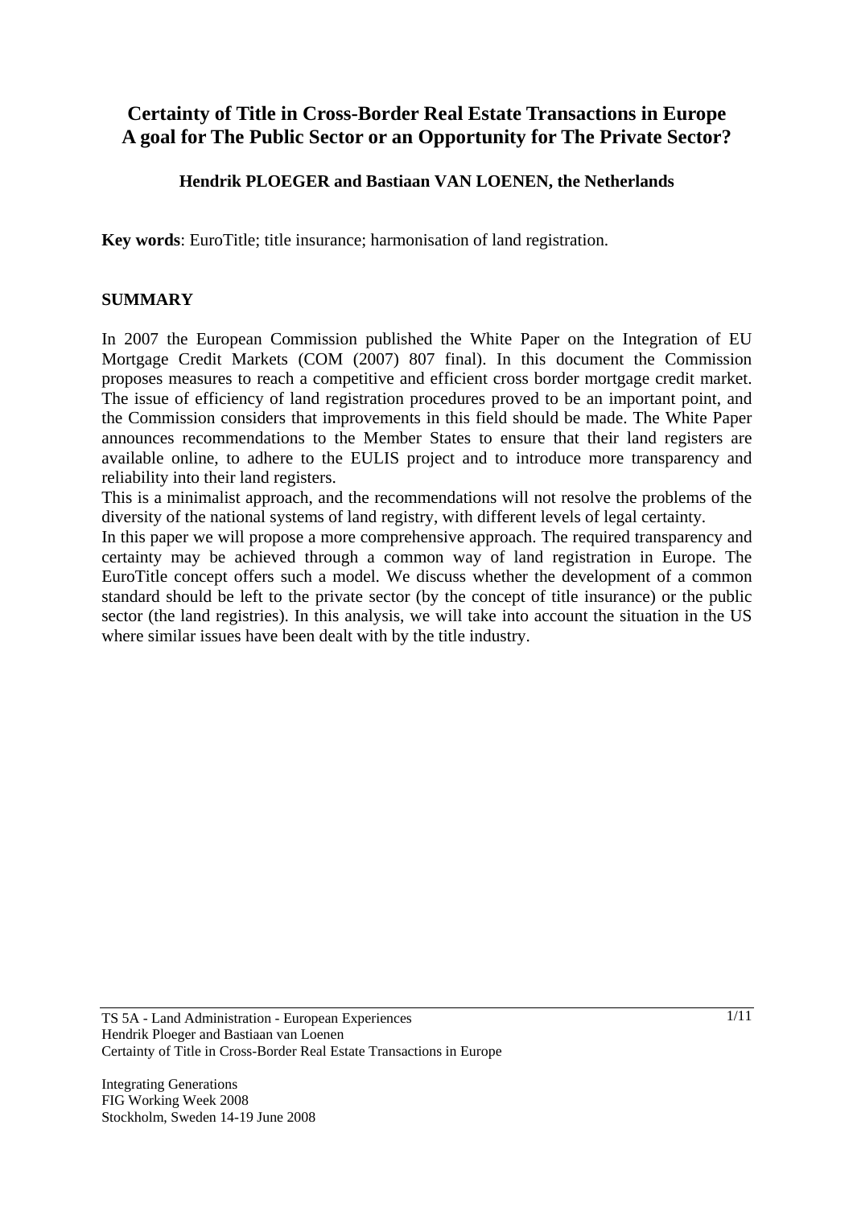# Certainty of Title in Cross-Border Real Estate Transactions in Europe A goal for The Public Sector or an Opportunity for The Private Sector?

**Hendrik PLOEGER and Bastiaan VAN LOENEN, the Netherlands**

**Key words**: EuroTitle; title insurance; harmonisation of land registration.

## SUMMARY

In 2007 the European Commission published the White Paper on the Integration of EU Mortgage Credit Markets (COM (2007) 807 final). In this document the Commission proposes measures to reach a competitive and efficient cross border mortgage credit market. The issue of efficiency of land registration procedures proved to be an important point, and the Commission considers that improvements in this field should be made. The White Paper announces recommendations to the Member States to ensure that their land registers are available online, to adhere to the EULIS project and to introduce more transparency and reliability into their land registers.

This is a minimalist approach, and the recommendations will not resolve the problems of the diversity of the national systems of land registry, with different levels of legal certainty.

In this paper we will propose a more comprehensive approach. The required transparency and certainty may be achieved through a common way of land registration in Europe. The EuroTitle concept offers such a model. We discuss whether the development of a common standard should be left to the private sector (by the concept of title insurance) or the public sector (the land registries). In this analysis, we will take into account the situation in the US where similar issues have been dealt with by the title industry.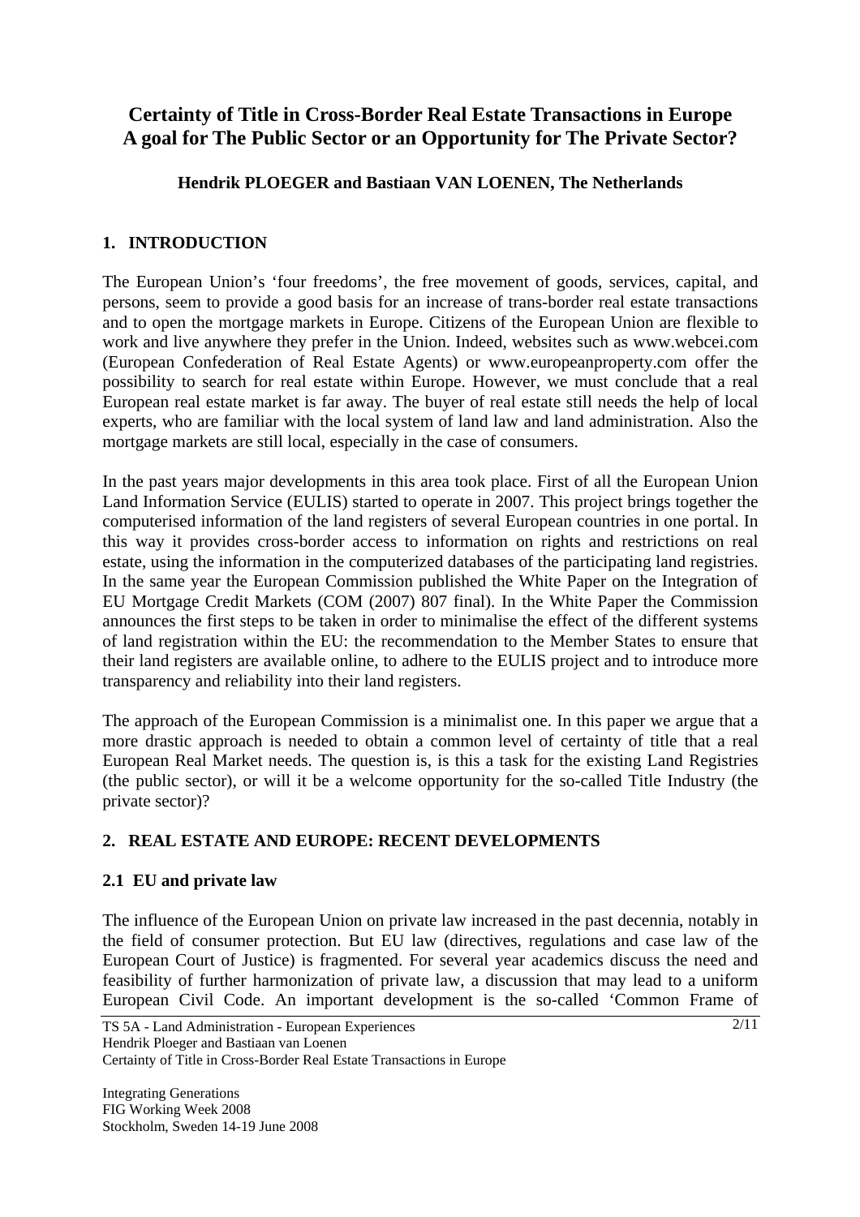# Certainty of Title in Cross-Border Real Estate Transactions in Europe A goal for The Public Sector or an Opportunity for The Private Sector?

**Hendrik PLOEGER and Bastiaan VAN LOENEN, The Netherlands**

## 1. INTRODUCTION

The European Union's 'four freedoms', the free movement of goods, services, capital, and persons, seem to provide a good basis for an increase of trans-border real estate transactions and to open the mortgage markets in Europe. Citizens of the European Union are flexible to work and live anywhere they prefer in the Union. Indeed, websites such as www.webcei.com (European Confederation of Real Estate Agents) or www.europeanproperty.com offer the possibility to search for real estate within Europe. However, we must conclude that a real European real estate market is far away. The buyer of real estate still needs the help of local experts, who are familiar with the local system of land law and land administration. Also the mortgage markets are still local, especially in the case of consumers.

In the past years major developments in this area took place. First of all the European Union Land Information Service (EULIS) started to operate in 2007. This project brings together the computerised information of the land registers of several European countries in one portal. In this way it provides cross-border access to information on rights and restrictions on real estate, using the information in the computerized databases of the participating land registries. In the same year the European Commission published the White Paper on the Integration of EU Mortgage Credit Markets (COM (2007) 807 final). In the White Paper the Commission announces the first steps to be taken in order to minimalise the effect of the different systems of land registration within the EU: the recommendation to the Member States to ensure that their land registers are available online, to adhere to the EULIS project and to introduce more transparency and reliability into their land registers.

The approach of the European Commission is a minimalist one. In this paper we argue that a more drastic approach is needed to obtain a common level of certainty of title that a real European Real Market needs. The question is, is this a task for the existing Land Registries (the public sector), or will it be a welcome opportunity for the so-called Title Industry (the private sector)?

## 2. REAL ESTATE AND EUROPE: RECENT DEVELOPMENTS

### 2.1 EU and private law

The influence of the European Union on private law increased in the past decennia, notably in the field of consumer protection. But EU law (directives, regulations and case law of the European Court of Justice) is fragmented. For several year academics discuss the need and feasibility of further harmonization of private law, a discussion that may lead to a uniform European Civil Code. An important development is the so-called 'Common Frame of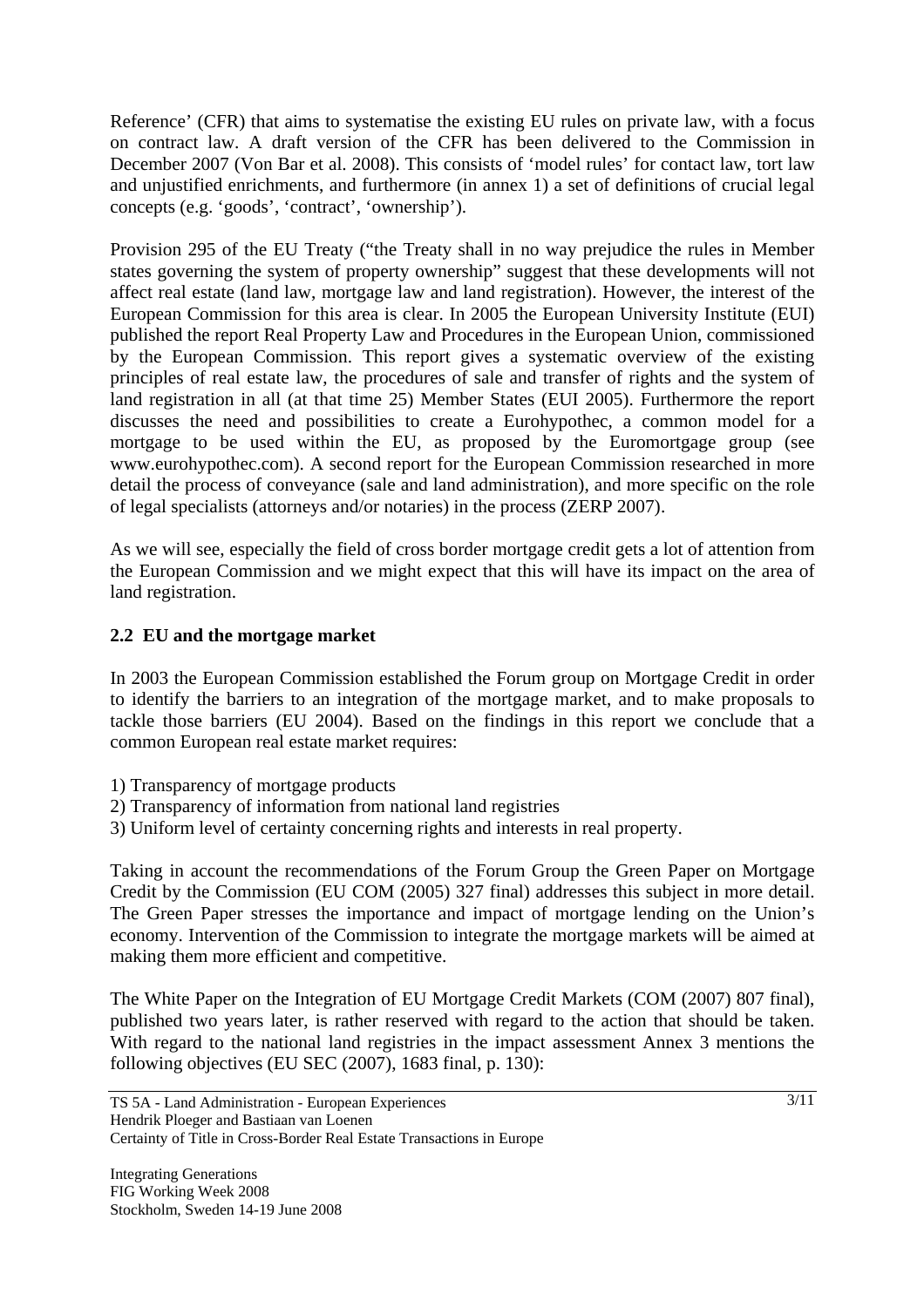Reference' (CFR) that aims to systematise the existing EU rules on private law, with a focus on contract law. A draft version of the CFR has been delivered to the Commission in December 2007 (Von Bar et al. 2008). This consists of 'model rules' for contact law, tort law and unjustified enrichments, and furthermore (in annex 1) a set of definitions of crucial legal concepts (e.g. 'goods', 'contract', 'ownership').

Provision 295 of the EU Treaty ("the Treaty shall in no way prejudice the rules in Member states governing the system of property ownership" suggest that these developments will not affect real estate (land law, mortgage law and land registration). However, the interest of the European Commission for this area is clear. In 2005 the European University Institute (EUI) published the report Real Property Law and Procedures in the European Union, commissioned by the European Commission. This report gives a systematic overview of the existing principles of real estate law, the procedures of sale and transfer of rights and the system of land registration in all (at that time 25) Member States (EUI 2005). Furthermore the report discusses the need and possibilities to create a Eurohypothec, a common model for a mortgage to be used within the EU, as proposed by the Euromortgage group (see www.eurohypothec.com). A second report for the European Commission researched in more detail the process of conveyance (sale and land administration), and more specific on the role of legal specialists (attorneys and/or notaries) in the process (ZERP 2007).

As we will see, especially the field of cross border mortgage credit gets a lot of attention from the European Commission and we might expect that this will have its impact on the area of land registration.

## 2.2 EU and the mortgage market

In 2003 the European Commission established the Forum group on Mortgage Credit in order to identify the barriers to an integration of the mortgage market, and to make proposals to tackle those barriers (EU 2004). Based on the findings in this report we conclude that a common European real estate market requires:

1) Transparency of mortgage products
2) Transparency of information from national land registries
3) Uniform level of certainty concerning rights and interests in real property.

Taking in account the recommendations of the Forum Group the Green Paper on Mortgage Credit by the Commission (EU COM (2005) 327 final) addresses this subject in more detail. The Green Paper stresses the importance and impact of mortgage lending on the Union's economy. Intervention of the Commission to integrate the mortgage markets will be aimed at making them more efficient and competitive.

The White Paper on the Integration of EU Mortgage Credit Markets (COM (2007) 807 final), published two years later, is rather reserved with regard to the action that should be taken. With regard to the national land registries in the impact assessment Annex 3 mentions the following objectives (EU SEC (2007), 1683 final, p. 130):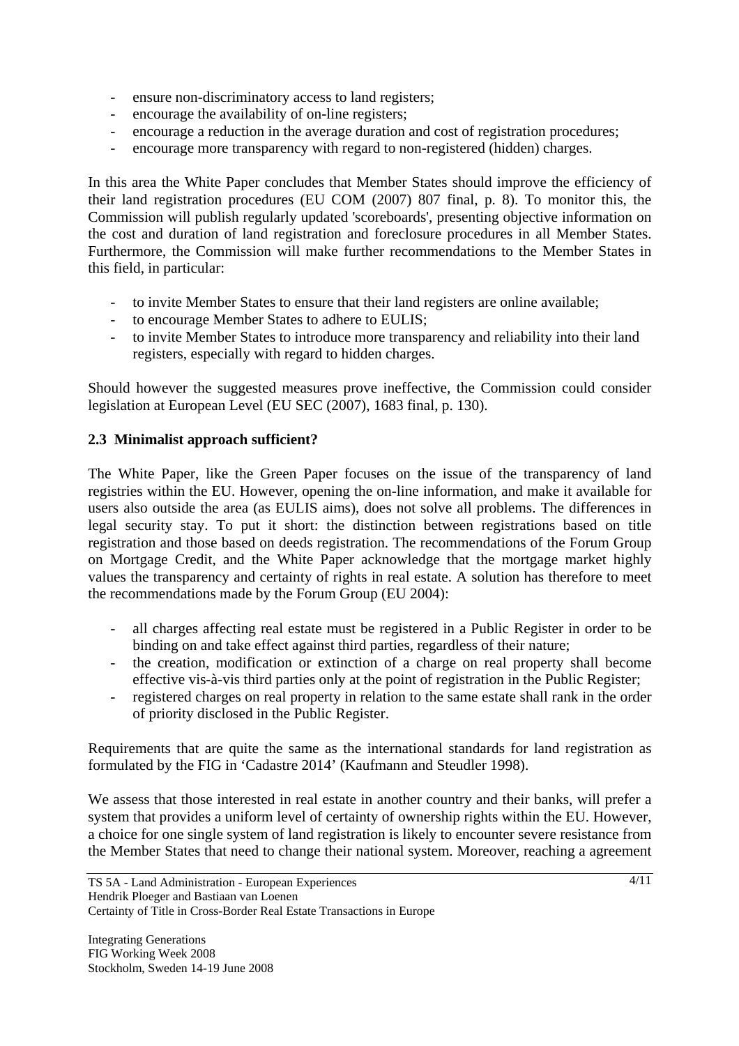- ensure non-discriminatory access to land registers;
- encourage the availability of on-line registers;
- encourage a reduction in the average duration and cost of registration procedures;
- encourage more transparency with regard to non-registered (hidden) charges.

In this area the White Paper concludes that Member States should improve the efficiency of their land registration procedures (EU COM (2007) 807 final, p. 8). To monitor this, the Commission will publish regularly updated 'scoreboards', presenting objective information on the cost and duration of land registration and foreclosure procedures in all Member States. Furthermore, the Commission will make further recommendations to the Member States in this field, in particular:

- to invite Member States to ensure that their land registers are online available;
- to encourage Member States to adhere to EULIS;
- to invite Member States to introduce more transparency and reliability into their land registers, especially with regard to hidden charges.

Should however the suggested measures prove ineffective, the Commission could consider legislation at European Level (EU SEC (2007), 1683 final, p. 130).

### 2.3 Minimalist approach sufficient?

The White Paper, like the Green Paper focuses on the issue of the transparency of land registries within the EU. However, opening the on-line information, and make it available for users also outside the area (as EULIS aims), does not solve all problems. The differences in legal security stay. To put it short: the distinction between registrations based on title registration and those based on deeds registration. The recommendations of the Forum Group on Mortgage Credit, and the White Paper acknowledge that the mortgage market highly values the transparency and certainty of rights in real estate. A solution has therefore to meet the recommendations made by the Forum Group (EU 2004):

- all charges affecting real estate must be registered in a Public Register in order to be binding on and take effect against third parties, regardless of their nature;
- the creation, modification or extinction of a charge on real property shall become effective vis-à-vis third parties only at the point of registration in the Public Register;
- registered charges on real property in relation to the same estate shall rank in the order of priority disclosed in the Public Register.

Requirements that are quite the same as the international standards for land registration as formulated by the FIG in 'Cadastre 2014' (Kaufmann and Steudler 1998).

We assess that those interested in real estate in another country and their banks, will prefer a system that provides a uniform level of certainty of ownership rights within the EU. However, a choice for one single system of land registration is likely to encounter severe resistance from the Member States that need to change their national system. Moreover, reaching a agreement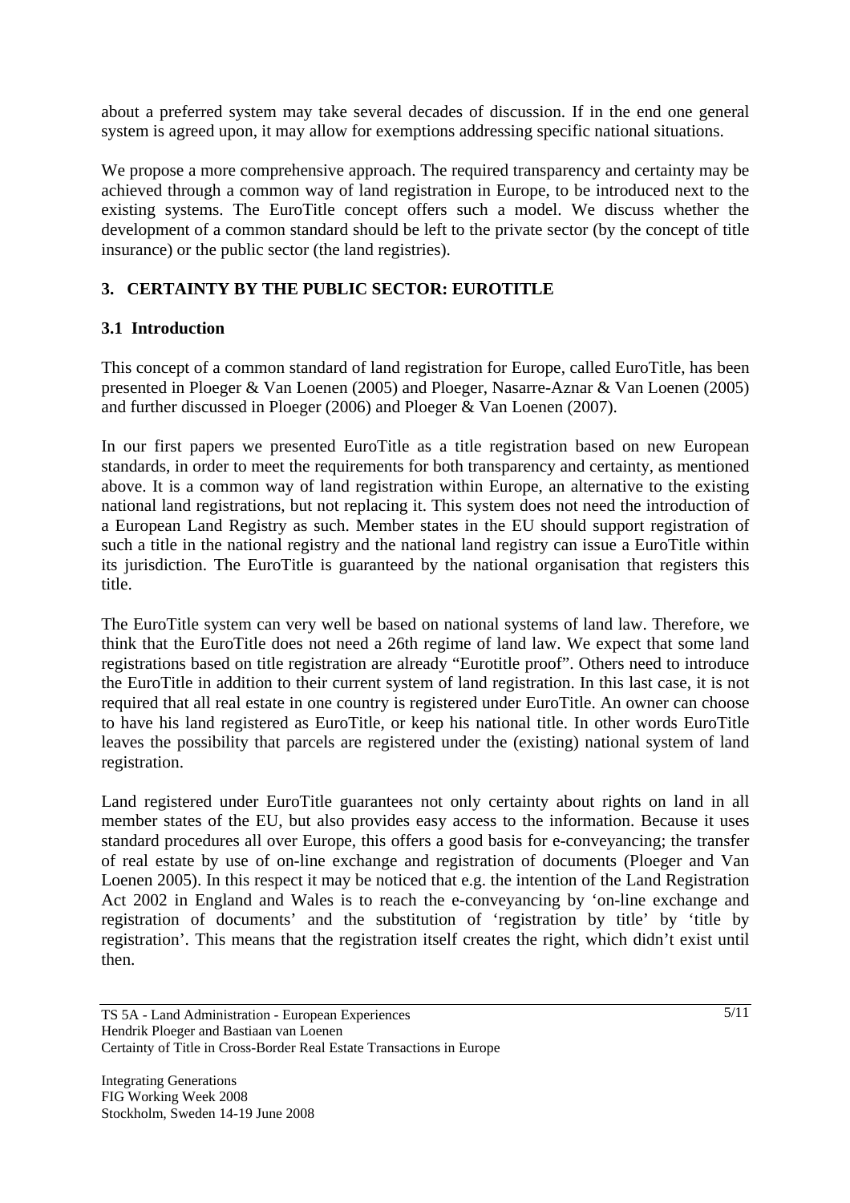about a preferred system may take several decades of discussion. If in the end one general system is agreed upon, it may allow for exemptions addressing specific national situations.

We propose a more comprehensive approach. The required transparency and certainty may be achieved through a common way of land registration in Europe, to be introduced next to the existing systems. The EuroTitle concept offers such a model. We discuss whether the development of a common standard should be left to the private sector (by the concept of title insurance) or the public sector (the land registries).

## 3. CERTAINTY BY THE PUBLIC SECTOR: EUROTITLE

### 3.1 Introduction

This concept of a common standard of land registration for Europe, called EuroTitle, has been presented in Ploeger & Van Loenen (2005) and Ploeger, Nasarre-Aznar & Van Loenen (2005) and further discussed in Ploeger (2006) and Ploeger & Van Loenen (2007).

In our first papers we presented EuroTitle as a title registration based on new European standards, in order to meet the requirements for both transparency and certainty, as mentioned above. It is a common way of land registration within Europe, an alternative to the existing national land registrations, but not replacing it. This system does not need the introduction of a European Land Registry as such. Member states in the EU should support registration of such a title in the national registry and the national land registry can issue a EuroTitle within its jurisdiction. The EuroTitle is guaranteed by the national organisation that registers this title.

The EuroTitle system can very well be based on national systems of land law. Therefore, we think that the EuroTitle does not need a 26th regime of land law. We expect that some land registrations based on title registration are already "Eurotitle proof". Others need to introduce the EuroTitle in addition to their current system of land registration. In this last case, it is not required that all real estate in one country is registered under EuroTitle. An owner can choose to have his land registered as EuroTitle, or keep his national title. In other words EuroTitle leaves the possibility that parcels are registered under the (existing) national system of land registration.

Land registered under EuroTitle guarantees not only certainty about rights on land in all member states of the EU, but also provides easy access to the information. Because it uses standard procedures all over Europe, this offers a good basis for e-conveyancing; the transfer of real estate by use of on-line exchange and registration of documents (Ploeger and Van Loenen 2005). In this respect it may be noticed that e.g. the intention of the Land Registration Act 2002 in England and Wales is to reach the e-conveyancing by 'on-line exchange and registration of documents' and the substitution of 'registration by title' by 'title by registration'. This means that the registration itself creates the right, which didn't exist until then.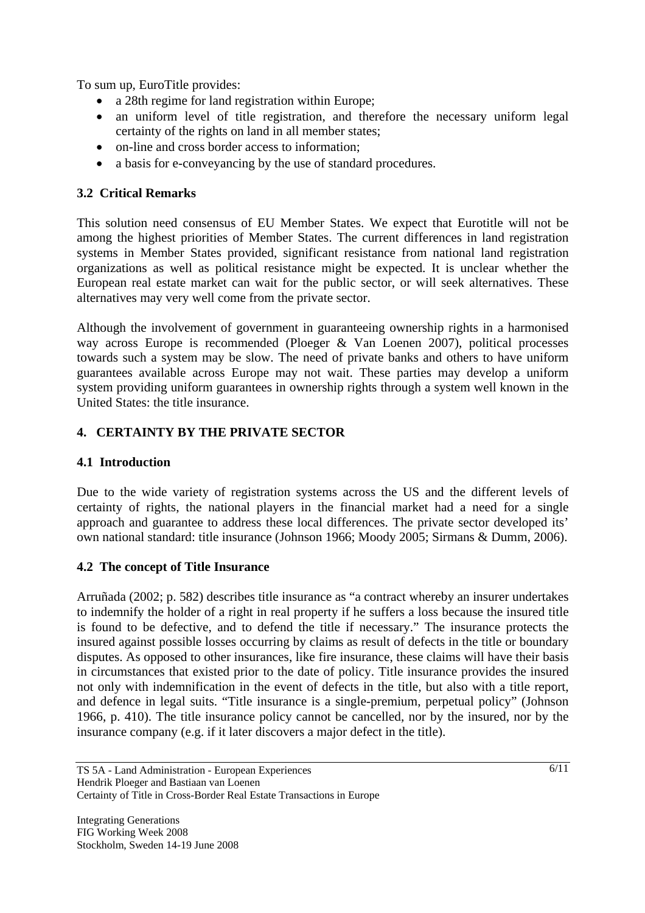To sum up, EuroTitle provides:

- a 28th regime for land registration within Europe;
- an uniform level of title registration, and therefore the necessary uniform legal certainty of the rights on land in all member states;
- on-line and cross border access to information;
- a basis for e-conveyancing by the use of standard procedures.

### 3.2 Critical Remarks

This solution need consensus of EU Member States. We expect that Eurotitle will not be among the highest priorities of Member States. The current differences in land registration systems in Member States provided, significant resistance from national land registration organizations as well as political resistance might be expected. It is unclear whether the European real estate market can wait for the public sector, or will seek alternatives. These alternatives may very well come from the private sector.

Although the involvement of government in guaranteeing ownership rights in a harmonised way across Europe is recommended (Ploeger & Van Loenen 2007), political processes towards such a system may be slow. The need of private banks and others to have uniform guarantees available across Europe may not wait. These parties may develop a uniform system providing uniform guarantees in ownership rights through a system well known in the United States: the title insurance.

## 4. CERTAINTY BY THE PRIVATE SECTOR

### 4.1 Introduction

Due to the wide variety of registration systems across the US and the different levels of certainty of rights, the national players in the financial market had a need for a single approach and guarantee to address these local differences. The private sector developed its' own national standard: title insurance (Johnson 1966; Moody 2005; Sirmans & Dumm, 2006).

### 4.2 The concept of Title Insurance

Arruñada (2002; p. 582) describes title insurance as "a contract whereby an insurer undertakes to indemnify the holder of a right in real property if he suffers a loss because the insured title is found to be defective, and to defend the title if necessary." The insurance protects the insured against possible losses occurring by claims as result of defects in the title or boundary disputes. As opposed to other insurances, like fire insurance, these claims will have their basis in circumstances that existed prior to the date of policy. Title insurance provides the insured not only with indemnification in the event of defects in the title, but also with a title report, and defence in legal suits. "Title insurance is a single-premium, perpetual policy" (Johnson 1966, p. 410). The title insurance policy cannot be cancelled, nor by the insured, nor by the insurance company (e.g. if it later discovers a major defect in the title).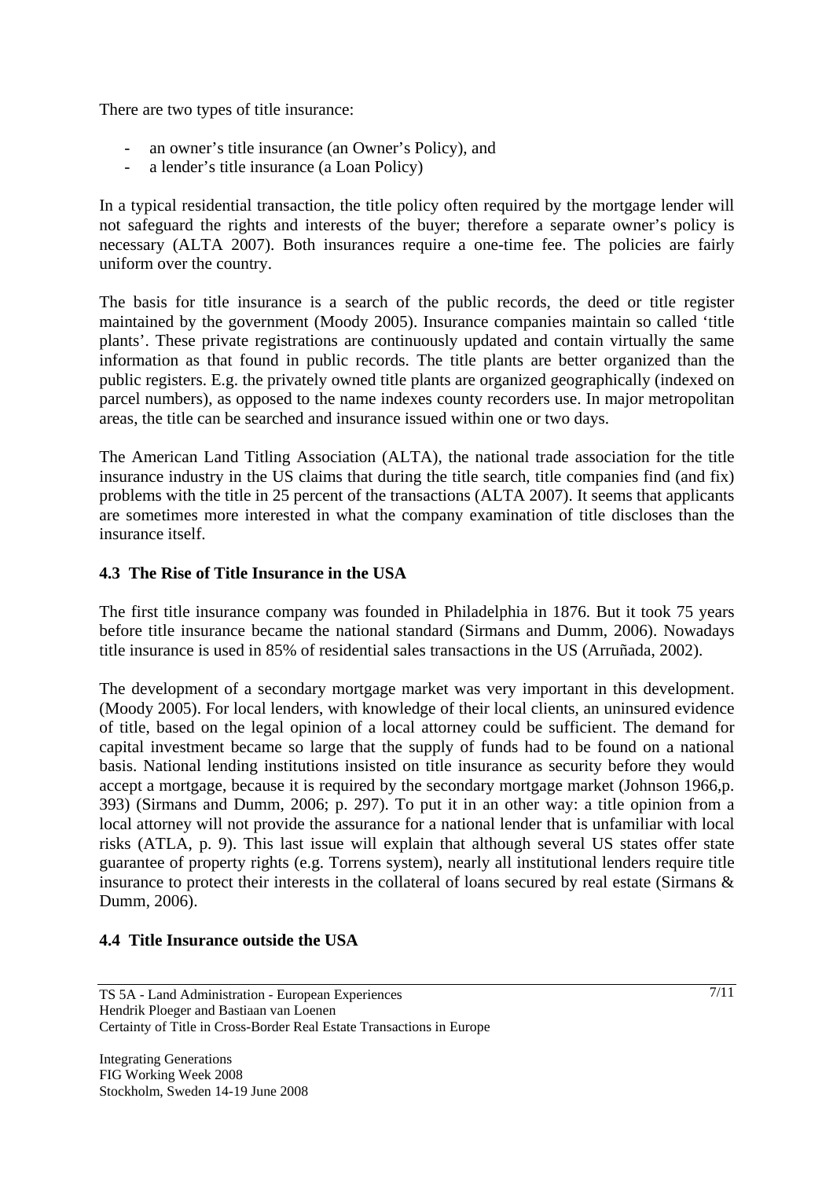There are two types of title insurance:

- an owner's title insurance (an Owner's Policy), and
- a lender's title insurance (a Loan Policy)

In a typical residential transaction, the title policy often required by the mortgage lender will not safeguard the rights and interests of the buyer; therefore a separate owner's policy is necessary (ALTA 2007). Both insurances require a one-time fee. The policies are fairly uniform over the country.

The basis for title insurance is a search of the public records, the deed or title register maintained by the government (Moody 2005). Insurance companies maintain so called 'title plants'. These private registrations are continuously updated and contain virtually the same information as that found in public records. The title plants are better organized than the public registers. E.g. the privately owned title plants are organized geographically (indexed on parcel numbers), as opposed to the name indexes county recorders use. In major metropolitan areas, the title can be searched and insurance issued within one or two days.

The American Land Titling Association (ALTA), the national trade association for the title insurance industry in the US claims that during the title search, title companies find (and fix) problems with the title in 25 percent of the transactions (ALTA 2007). It seems that applicants are sometimes more interested in what the company examination of title discloses than the insurance itself.

### 4.3 The Rise of Title Insurance in the USA

The first title insurance company was founded in Philadelphia in 1876. But it took 75 years before title insurance became the national standard (Sirmans and Dumm, 2006). Nowadays title insurance is used in 85% of residential sales transactions in the US (Arruñada, 2002).

The development of a secondary mortgage market was very important in this development. (Moody 2005). For local lenders, with knowledge of their local clients, an uninsured evidence of title, based on the legal opinion of a local attorney could be sufficient. The demand for capital investment became so large that the supply of funds had to be found on a national basis. National lending institutions insisted on title insurance as security before they would accept a mortgage, because it is required by the secondary mortgage market (Johnson 1966,p. 393) (Sirmans and Dumm, 2006; p. 297). To put it in an other way: a title opinion from a local attorney will not provide the assurance for a national lender that is unfamiliar with local risks (ATLA, p. 9). This last issue will explain that although several US states offer state guarantee of property rights (e.g. Torrens system), nearly all institutional lenders require title insurance to protect their interests in the collateral of loans secured by real estate (Sirmans & Dumm, 2006).

### 4.4 Title Insurance outside the USA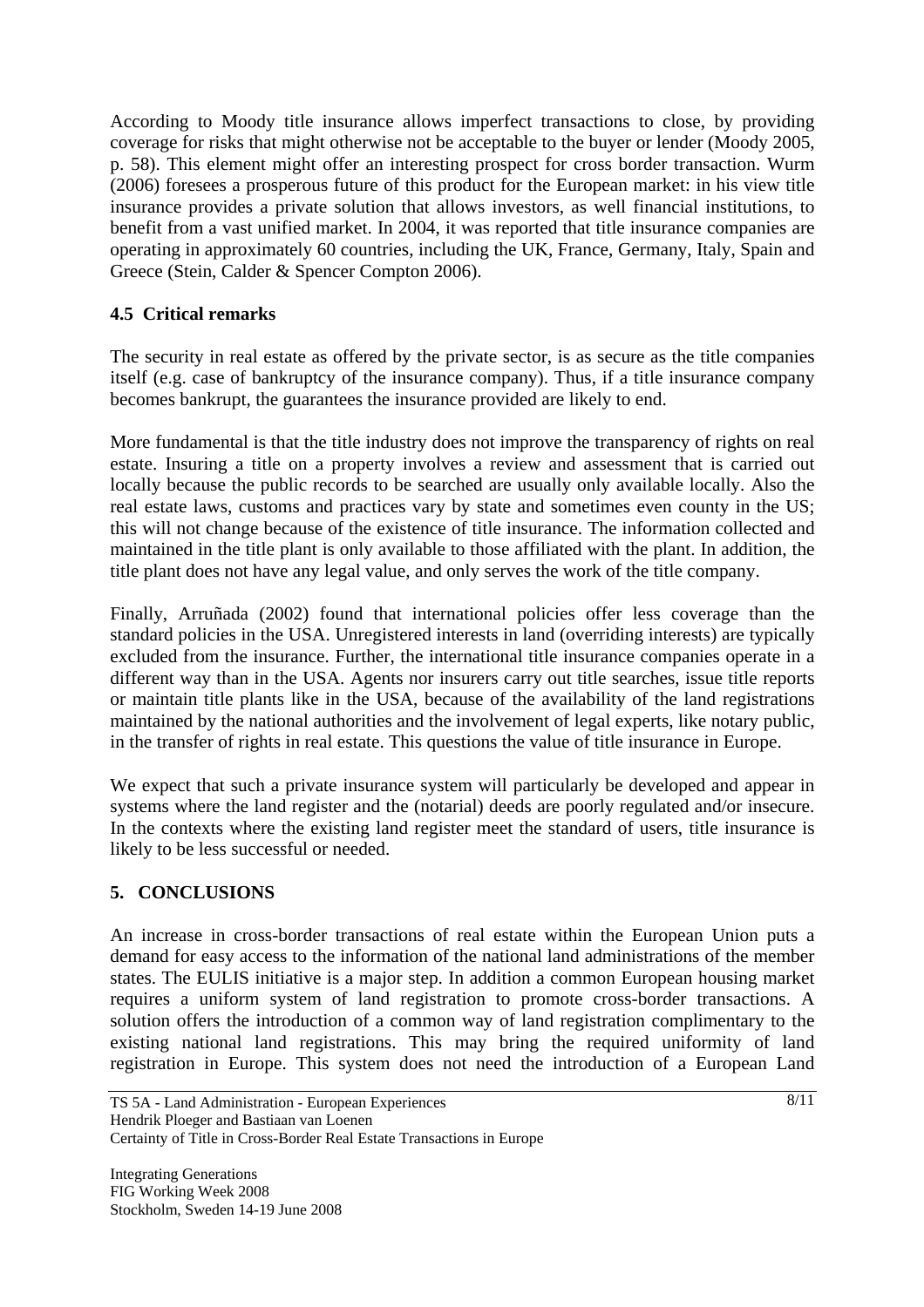According to Moody title insurance allows imperfect transactions to close, by providing coverage for risks that might otherwise not be acceptable to the buyer or lender (Moody 2005, p. 58). This element might offer an interesting prospect for cross border transaction. Wurm (2006) foresees a prosperous future of this product for the European market: in his view title insurance provides a private solution that allows investors, as well financial institutions, to benefit from a vast unified market. In 2004, it was reported that title insurance companies are operating in approximately 60 countries, including the UK, France, Germany, Italy, Spain and Greece (Stein, Calder & Spencer Compton 2006).

### 4.5 Critical remarks

The security in real estate as offered by the private sector, is as secure as the title companies itself (e.g. case of bankruptcy of the insurance company). Thus, if a title insurance company becomes bankrupt, the guarantees the insurance provided are likely to end.

More fundamental is that the title industry does not improve the transparency of rights on real estate. Insuring a title on a property involves a review and assessment that is carried out locally because the public records to be searched are usually only available locally. Also the real estate laws, customs and practices vary by state and sometimes even county in the US; this will not change because of the existence of title insurance. The information collected and maintained in the title plant is only available to those affiliated with the plant. In addition, the title plant does not have any legal value, and only serves the work of the title company.

Finally, Arruñada (2002) found that international policies offer less coverage than the standard policies in the USA. Unregistered interests in land (overriding interests) are typically excluded from the insurance. Further, the international title insurance companies operate in a different way than in the USA. Agents nor insurers carry out title searches, issue title reports or maintain title plants like in the USA, because of the availability of the land registrations maintained by the national authorities and the involvement of legal experts, like notary public, in the transfer of rights in real estate. This questions the value of title insurance in Europe.

We expect that such a private insurance system will particularly be developed and appear in systems where the land register and the (notarial) deeds are poorly regulated and/or insecure. In the contexts where the existing land register meet the standard of users, title insurance is likely to be less successful or needed.

## 5. CONCLUSIONS

An increase in cross-border transactions of real estate within the European Union puts a demand for easy access to the information of the national land administrations of the member states. The EULIS initiative is a major step. In addition a common European housing market requires a uniform system of land registration to promote cross-border transactions. A solution offers the introduction of a common way of land registration complimentary to the existing national land registrations. This may bring the required uniformity of land registration in Europe. This system does not need the introduction of a European Land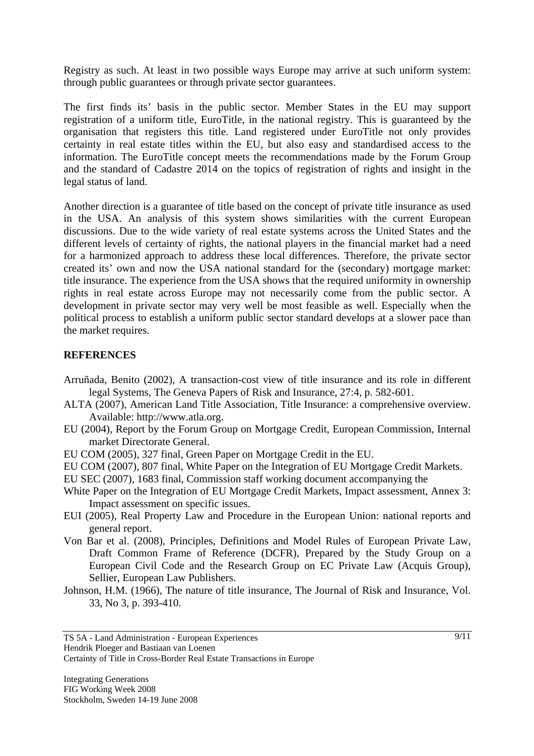Registry as such. At least in two possible ways Europe may arrive at such uniform system: through public guarantees or through private sector guarantees.

The first finds its' basis in the public sector. Member States in the EU may support registration of a uniform title, EuroTitle, in the national registry. This is guaranteed by the organisation that registers this title. Land registered under EuroTitle not only provides certainty in real estate titles within the EU, but also easy and standardised access to the information. The EuroTitle concept meets the recommendations made by the Forum Group and the standard of Cadastre 2014 on the topics of registration of rights and insight in the legal status of land.

Another direction is a guarantee of title based on the concept of private title insurance as used in the USA. An analysis of this system shows similarities with the current European discussions. Due to the wide variety of real estate systems across the United States and the different levels of certainty of rights, the national players in the financial market had a need for a harmonized approach to address these local differences. Therefore, the private sector created its' own and now the USA national standard for the (secondary) mortgage market: title insurance. The experience from the USA shows that the required uniformity in ownership rights in real estate across Europe may not necessarily come from the public sector. A development in private sector may very well be most feasible as well. Especially when the political process to establish a uniform public sector standard develops at a slower pace than the market requires.

## REFERENCES

Arruñada, Benito (2002), A transaction-cost view of title insurance and its role in different legal Systems, The Geneva Papers of Risk and Insurance, 27:4, p. 582-601.

ALTA (2007), American Land Title Association, Title Insurance: a comprehensive overview. Available: http://www.atla.org.

EU (2004), Report by the Forum Group on Mortgage Credit, European Commission, Internal market Directorate General.

EU COM (2005), 327 final, Green Paper on Mortgage Credit in the EU.

EU COM (2007), 807 final, White Paper on the Integration of EU Mortgage Credit Markets.

EU SEC (2007), 1683 final, Commission staff working document accompanying the White Paper on the Integration of EU Mortgage Credit Markets, Impact assessment, Annex 3: Impact assessment on specific issues.

EUI (2005), Real Property Law and Procedure in the European Union: national reports and general report.

Von Bar et al. (2008), Principles, Definitions and Model Rules of European Private Law, Draft Common Frame of Reference (DCFR), Prepared by the Study Group on a European Civil Code and the Research Group on EC Private Law (Acquis Group), Sellier, European Law Publishers.

Johnson, H.M. (1966), The nature of title insurance, The Journal of Risk and Insurance, Vol. 33, No 3, p. 393-410.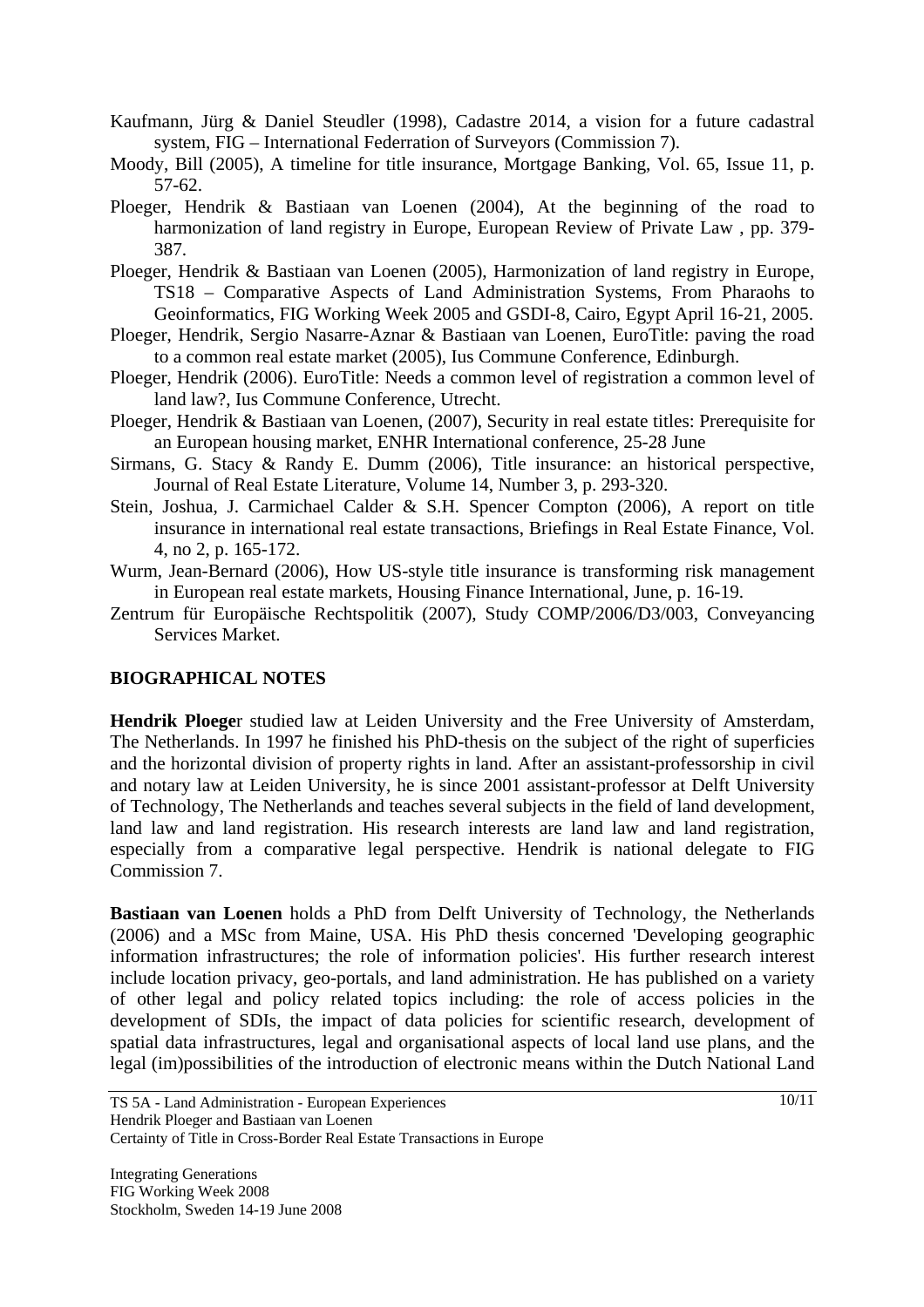Kaufmann, Jürg & Daniel Steudler (1998), Cadastre 2014, a vision for a future cadastral system, FIG – International Federration of Surveyors (Commission 7).

Moody, Bill (2005), A timeline for title insurance, Mortgage Banking, Vol. 65, Issue 11, p. 57-62.

Ploeger, Hendrik & Bastiaan van Loenen (2004), At the beginning of the road to harmonization of land registry in Europe, European Review of Private Law , pp. 379-387.

Ploeger, Hendrik & Bastiaan van Loenen (2005), Harmonization of land registry in Europe, TS18 – Comparative Aspects of Land Administration Systems, From Pharaohs to Geoinformatics, FIG Working Week 2005 and GSDI-8, Cairo, Egypt April 16-21, 2005.

Ploeger, Hendrik, Sergio Nasarre-Aznar & Bastiaan van Loenen, EuroTitle: paving the road to a common real estate market (2005), Ius Commune Conference, Edinburgh.

Ploeger, Hendrik (2006). EuroTitle: Needs a common level of registration a common level of land law?, Ius Commune Conference, Utrecht.

Ploeger, Hendrik & Bastiaan van Loenen, (2007), Security in real estate titles: Prerequisite for an European housing market, ENHR International conference, 25-28 June

Sirmans, G. Stacy & Randy E. Dumm (2006), Title insurance: an historical perspective, Journal of Real Estate Literature, Volume 14, Number 3, p. 293-320.

Stein, Joshua, J. Carmichael Calder & S.H. Spencer Compton (2006), A report on title insurance in international real estate transactions, Briefings in Real Estate Finance, Vol. 4, no 2, p. 165-172.

Wurm, Jean-Bernard (2006), How US-style title insurance is transforming risk management in European real estate markets, Housing Finance International, June, p. 16-19.

Zentrum für Europäische Rechtspolitik (2007), Study COMP/2006/D3/003, Conveyancing Services Market.

## BIOGRAPHICAL NOTES

**Hendrik Ploege**r studied law at Leiden University and the Free University of Amsterdam, The Netherlands. In 1997 he finished his PhD-thesis on the subject of the right of superficies and the horizontal division of property rights in land. After an assistant-professorship in civil and notary law at Leiden University, he is since 2001 assistant-professor at Delft University of Technology, The Netherlands and teaches several subjects in the field of land development, land law and land registration. His research interests are land law and land registration, especially from a comparative legal perspective. Hendrik is national delegate to FIG Commission 7.

**Bastiaan van Loenen** holds a PhD from Delft University of Technology, the Netherlands (2006) and a MSc from Maine, USA. His PhD thesis concerned 'Developing geographic information infrastructures; the role of information policies'. His further research interest include location privacy, geo-portals, and land administration. He has published on a variety of other legal and policy related topics including: the role of access policies in the development of SDIs, the impact of data policies for scientific research, development of spatial data infrastructures, legal and organisational aspects of local land use plans, and the legal (im)possibilities of the introduction of electronic means within the Dutch National Land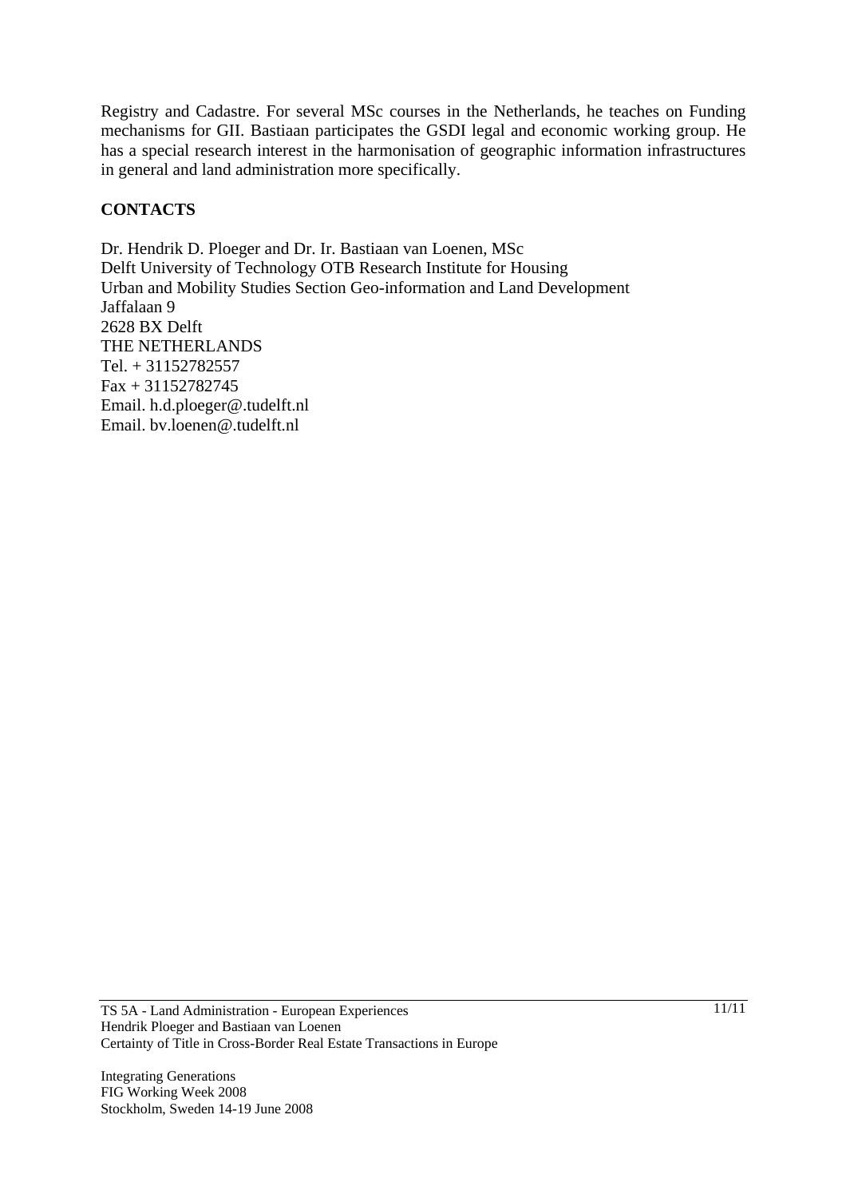Registry and Cadastre. For several MSc courses in the Netherlands, he teaches on Funding mechanisms for GII. Bastiaan participates the GSDI legal and economic working group. He has a special research interest in the harmonisation of geographic information infrastructures in general and land administration more specifically.

## CONTACTS

Dr. Hendrik D. Ploeger and Dr. Ir. Bastiaan van Loenen, MSc
Delft University of Technology OTB Research Institute for Housing
Urban and Mobility Studies Section Geo-information and Land Development
Jaffalaan 9
2628 BX Delft
THE NETHERLANDS
Tel. + 31152782557
Fax + 31152782745
Email. h.d.ploeger@.tudelft.nl
Email. bv.loenen@.tudelft.nl